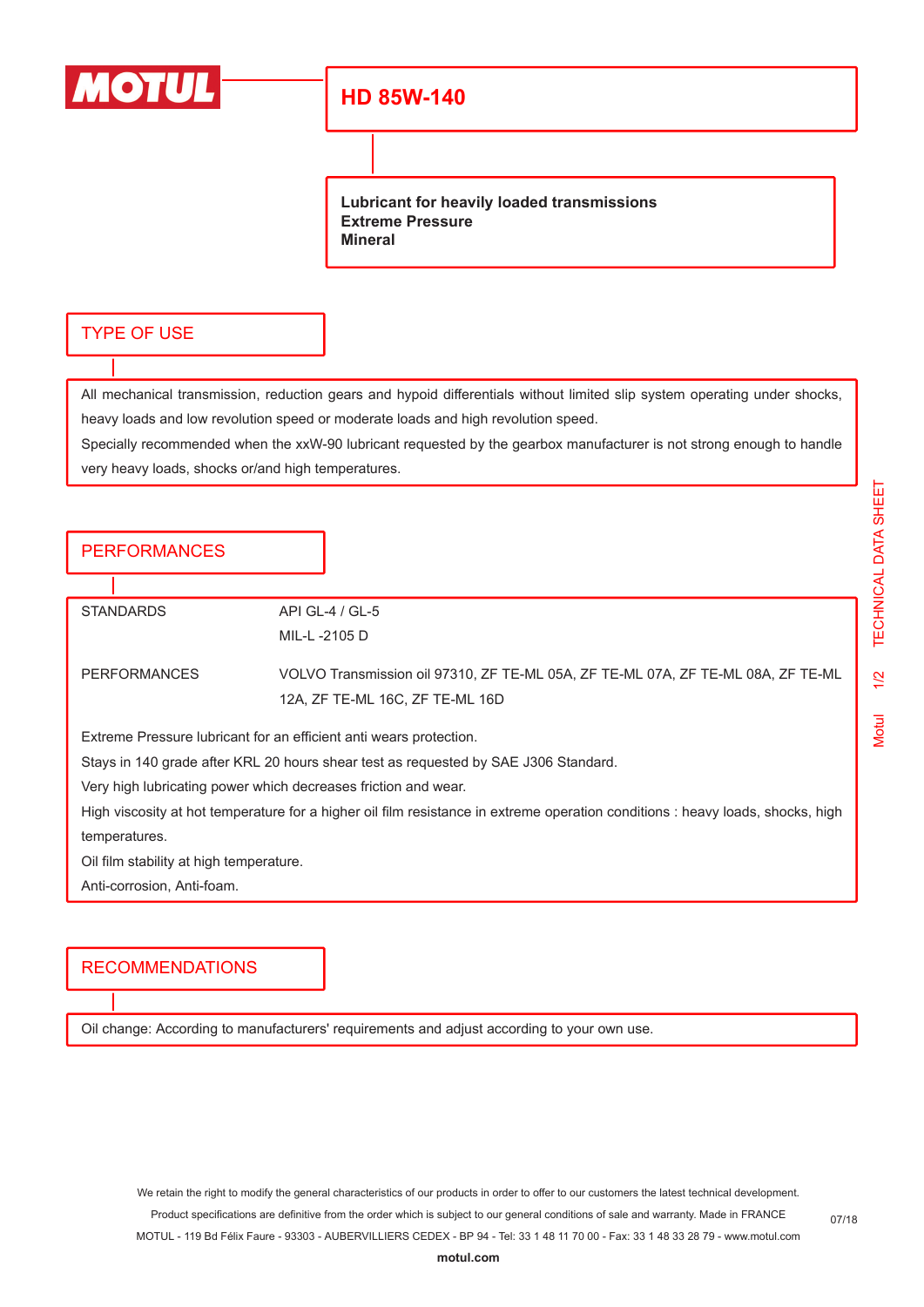# MOTUL

## HD 85W-140

**Lubricant for heavily loaded transmissions**
**Extreme Pressure**
**Mineral**

## TYPE OF USE

All mechanical transmission, reduction gears and hypoid differentials without limited slip system operating under shocks, heavy loads and low revolution speed or moderate loads and high revolution speed.

Specially recommended when the xxW-90 lubricant requested by the gearbox manufacturer is not strong enough to handle very heavy loads, shocks or/and high temperatures.

## PERFORMANCES

| | |
|---|---|
| STANDARDS | API GL-4 / GL-5<br>MIL-L -2105 D |
| PERFORMANCES | VOLVO Transmission oil 97310, ZF TE-ML 05A, ZF TE-ML 07A, ZF TE-ML 08A, ZF TE-ML 12A, ZF TE-ML 16C, ZF TE-ML 16D |

Extreme Pressure lubricant for an efficient anti wears protection.
Stays in 140 grade after KRL 20 hours shear test as requested by SAE J306 Standard.
Very high lubricating power which decreases friction and wear.
High viscosity at hot temperature for a higher oil film resistance in extreme operation conditions : heavy loads, shocks, high temperatures.
Oil film stability at high temperature.
Anti-corrosion, Anti-foam.

## RECOMMENDATIONS

Oil change: According to manufacturers' requirements and adjust according to your own use.

We retain the right to modify the general characteristics of our products in order to offer to our customers the latest technical development.
Product specifications are definitive from the order which is subject to our general conditions of sale and warranty. Made in FRANCE
MOTUL - 119 Bd Félix Faure - 93303 - AUBERVILLIERS CEDEX - BP 94 - Tel: 33 1 48 11 70 00 - Fax: 33 1 48 33 28 79 - www.motul.com
**motul.com**

07/18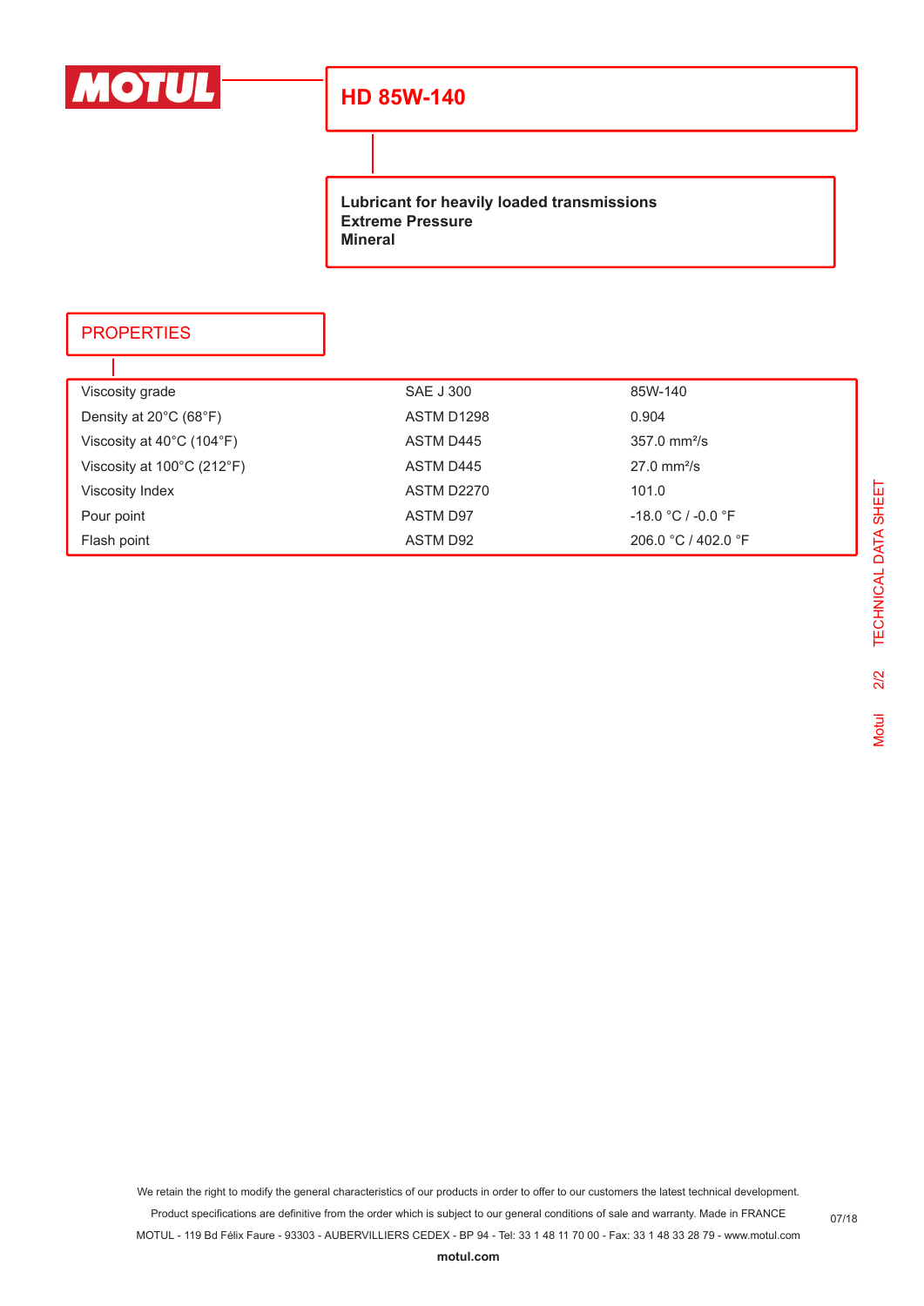# HD 85W-140

**Lubricant for heavily loaded transmissions**
**Extreme Pressure**
**Mineral**

## PROPERTIES

| | | |
|---|---|---|
| Viscosity grade | SAE J 300 | 85W-140 |
| Density at 20°C (68°F) | ASTM D1298 | 0.904 |
| Viscosity at 40°C (104°F) | ASTM D445 | 357.0 mm²/s |
| Viscosity at 100°C (212°F) | ASTM D445 | 27.0 mm²/s |
| Viscosity Index | ASTM D2270 | 101.0 |
| Pour point | ASTM D97 | -18.0 °C / -0.0 °F |
| Flash point | ASTM D92 | 206.0 °C / 402.0 °F |

We retain the right to modify the general characteristics of our products in order to offer to our customers the latest technical development.
Product specifications are definitive from the order which is subject to our general conditions of sale and warranty. Made in FRANCE
MOTUL - 119 Bd Félix Faure - 93303 - AUBERVILLIERS CEDEX - BP 94 - Tel: 33 1 48 11 70 00 - Fax: 33 1 48 33 28 79 - www.motul.com

07/18

**motul.com**